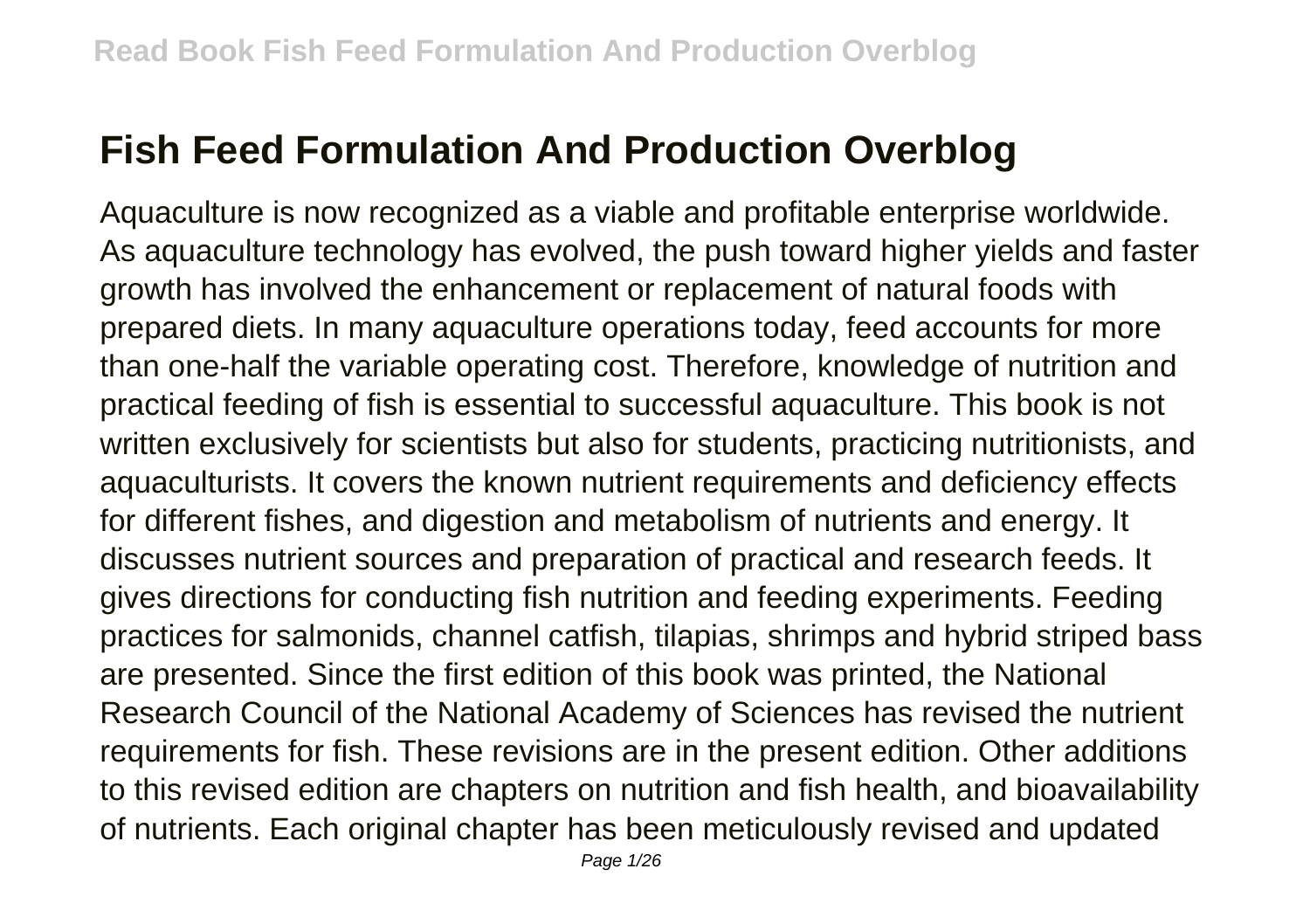# Fish Feed Formulation And Production Overblog

Aquaculture is now recognized as a viable and profitable enterprise worldwide. As aquaculture technology has evolved, the push toward higher yields and faster growth has involved the enhancement or replacement of natural foods with prepared diets. In many aquaculture operations today, feed accounts for more than one-half the variable operating cost. Therefore, knowledge of nutrition and practical feeding of fish is essential to successful aquaculture. This book is not written exclusively for scientists but also for students, practicing nutritionists, and aquaculturists. It covers the known nutrient requirements and deficiency effects for different fishes, and digestion and metabolism of nutrients and energy. It discusses nutrient sources and preparation of practical and research feeds. It gives directions for conducting fish nutrition and feeding experiments. Feeding practices for salmonids, channel catfish, tilapias, shrimps and hybrid striped bass are presented. Since the first edition of this book was printed, the National Research Council of the National Academy of Sciences has revised the nutrient requirements for fish. These revisions are in the present edition. Other additions to this revised edition are chapters on nutrition and fish health, and bioavailability of nutrients. Each original chapter has been meticulously revised and updated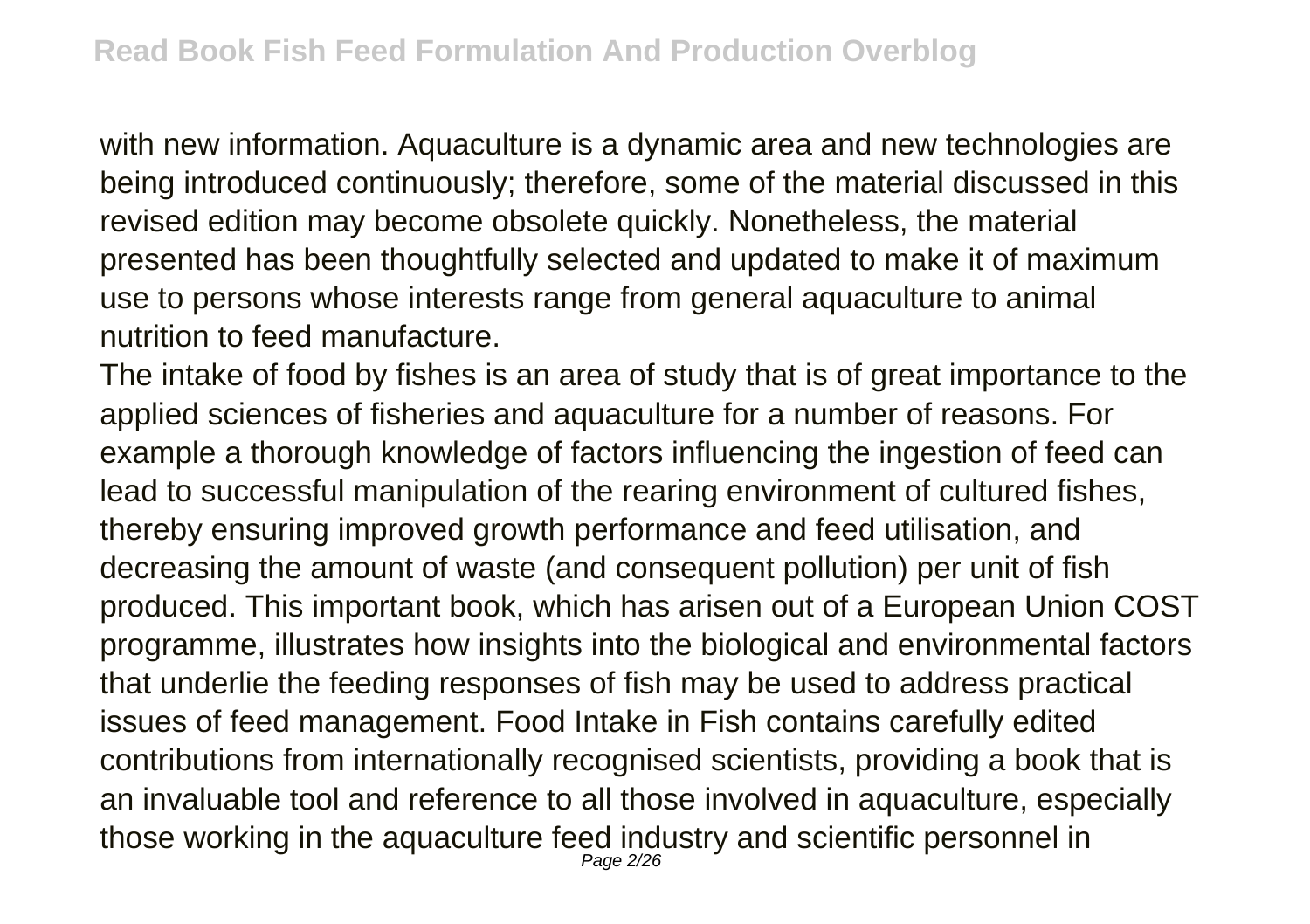with new information. Aquaculture is a dynamic area and new technologies are being introduced continuously; therefore, some of the material discussed in this revised edition may become obsolete quickly. Nonetheless, the material presented has been thoughtfully selected and updated to make it of maximum use to persons whose interests range from general aquaculture to animal nutrition to feed manufacture.

The intake of food by fishes is an area of study that is of great importance to the applied sciences of fisheries and aquaculture for a number of reasons. For example a thorough knowledge of factors influencing the ingestion of feed can lead to successful manipulation of the rearing environment of cultured fishes, thereby ensuring improved growth performance and feed utilisation, and decreasing the amount of waste (and consequent pollution) per unit of fish produced. This important book, which has arisen out of a European Union COST programme, illustrates how insights into the biological and environmental factors that underlie the feeding responses of fish may be used to address practical issues of feed management. Food Intake in Fish contains carefully edited contributions from internationally recognised scientists, providing a book that is an invaluable tool and reference to all those involved in aquaculture, especially those working in the aquaculture feed industry and scientific personnel in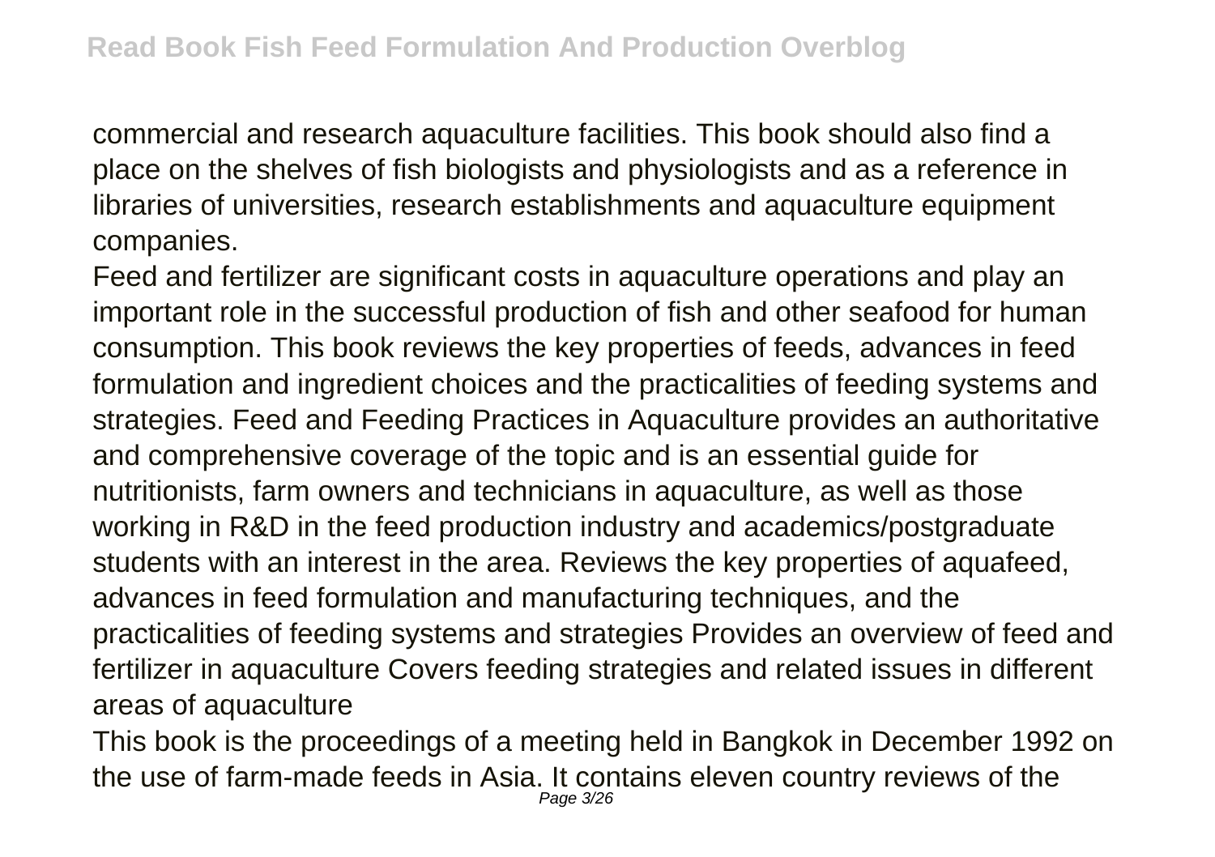commercial and research aquaculture facilities. This book should also find a place on the shelves of fish biologists and physiologists and as a reference in libraries of universities, research establishments and aquaculture equipment companies.

Feed and fertilizer are significant costs in aquaculture operations and play an important role in the successful production of fish and other seafood for human consumption. This book reviews the key properties of feeds, advances in feed formulation and ingredient choices and the practicalities of feeding systems and strategies. Feed and Feeding Practices in Aquaculture provides an authoritative and comprehensive coverage of the topic and is an essential guide for nutritionists, farm owners and technicians in aquaculture, as well as those working in R&D in the feed production industry and academics/postgraduate students with an interest in the area. Reviews the key properties of aquafeed, advances in feed formulation and manufacturing techniques, and the practicalities of feeding systems and strategies Provides an overview of feed and fertilizer in aquaculture Covers feeding strategies and related issues in different areas of aquaculture

This book is the proceedings of a meeting held in Bangkok in December 1992 on the use of farm-made feeds in Asia. It contains eleven country reviews of the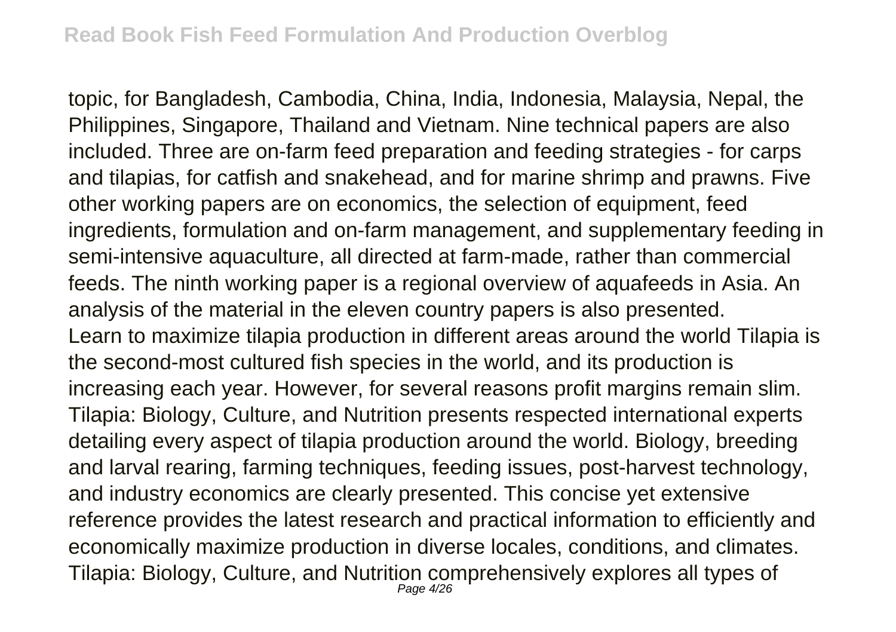topic, for Bangladesh, Cambodia, China, India, Indonesia, Malaysia, Nepal, the Philippines, Singapore, Thailand and Vietnam. Nine technical papers are also included. Three are on-farm feed preparation and feeding strategies - for carps and tilapias, for catfish and snakehead, and for marine shrimp and prawns. Five other working papers are on economics, the selection of equipment, feed ingredients, formulation and on-farm management, and supplementary feeding in semi-intensive aquaculture, all directed at farm-made, rather than commercial feeds. The ninth working paper is a regional overview of aquafeeds in Asia. An analysis of the material in the eleven country papers is also presented.

Learn to maximize tilapia production in different areas around the world Tilapia is the second-most cultured fish species in the world, and its production is increasing each year. However, for several reasons profit margins remain slim. Tilapia: Biology, Culture, and Nutrition presents respected international experts detailing every aspect of tilapia production around the world. Biology, breeding and larval rearing, farming techniques, feeding issues, post-harvest technology, and industry economics are clearly presented. This concise yet extensive reference provides the latest research and practical information to efficiently and economically maximize production in diverse locales, conditions, and climates. Tilapia: Biology, Culture, and Nutrition comprehensively explores all types of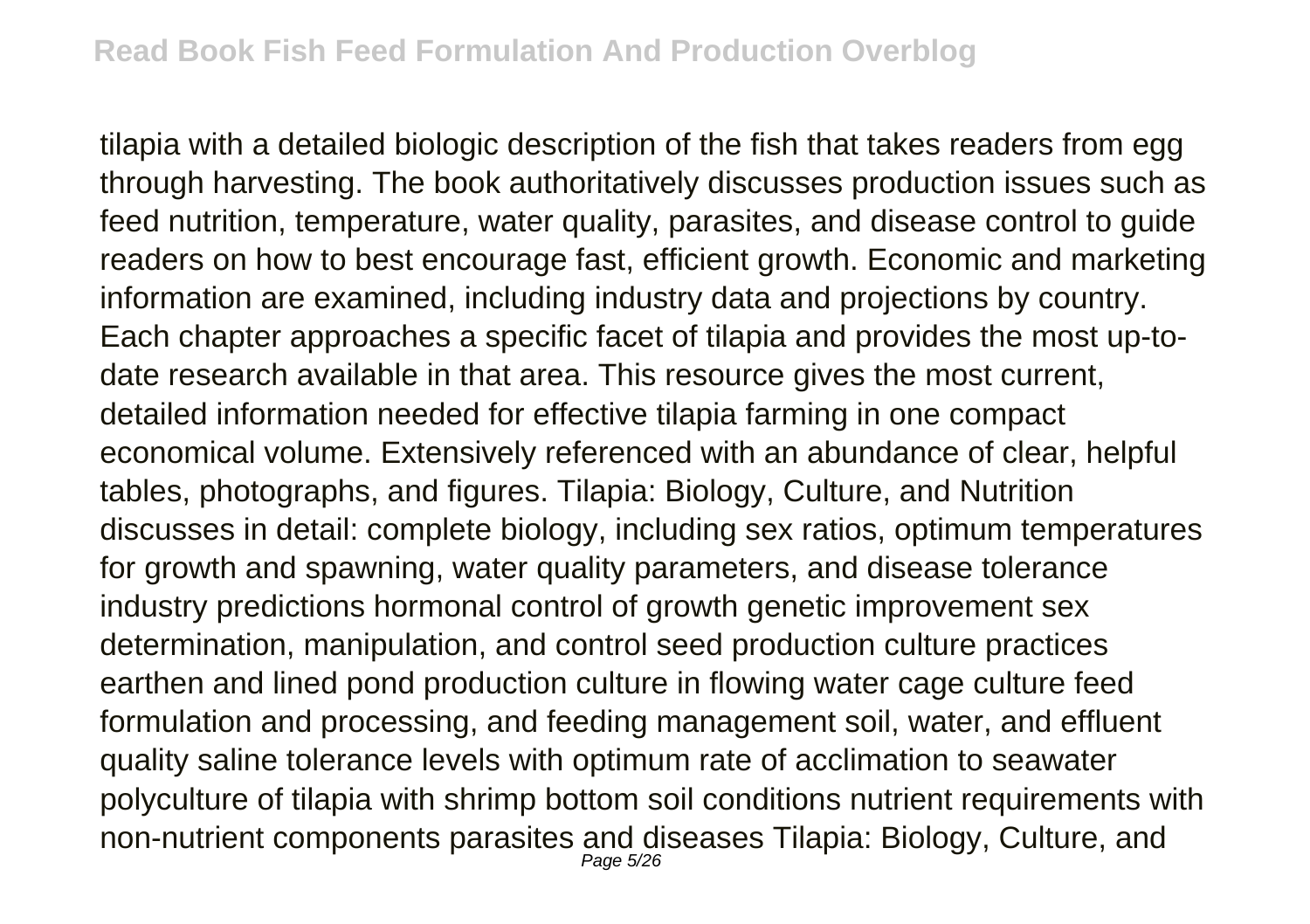tilapia with a detailed biologic description of the fish that takes readers from egg through harvesting. The book authoritatively discusses production issues such as feed nutrition, temperature, water quality, parasites, and disease control to guide readers on how to best encourage fast, efficient growth. Economic and marketing information are examined, including industry data and projections by country. Each chapter approaches a specific facet of tilapia and provides the most up-to-date research available in that area. This resource gives the most current, detailed information needed for effective tilapia farming in one compact economical volume. Extensively referenced with an abundance of clear, helpful tables, photographs, and figures. Tilapia: Biology, Culture, and Nutrition discusses in detail: complete biology, including sex ratios, optimum temperatures for growth and spawning, water quality parameters, and disease tolerance industry predictions hormonal control of growth genetic improvement sex determination, manipulation, and control seed production culture practices earthen and lined pond production culture in flowing water cage culture feed formulation and processing, and feeding management soil, water, and effluent quality saline tolerance levels with optimum rate of acclimation to seawater polyculture of tilapia with shrimp bottom soil conditions nutrient requirements with non-nutrient components parasites and diseases Tilapia: Biology, Culture, and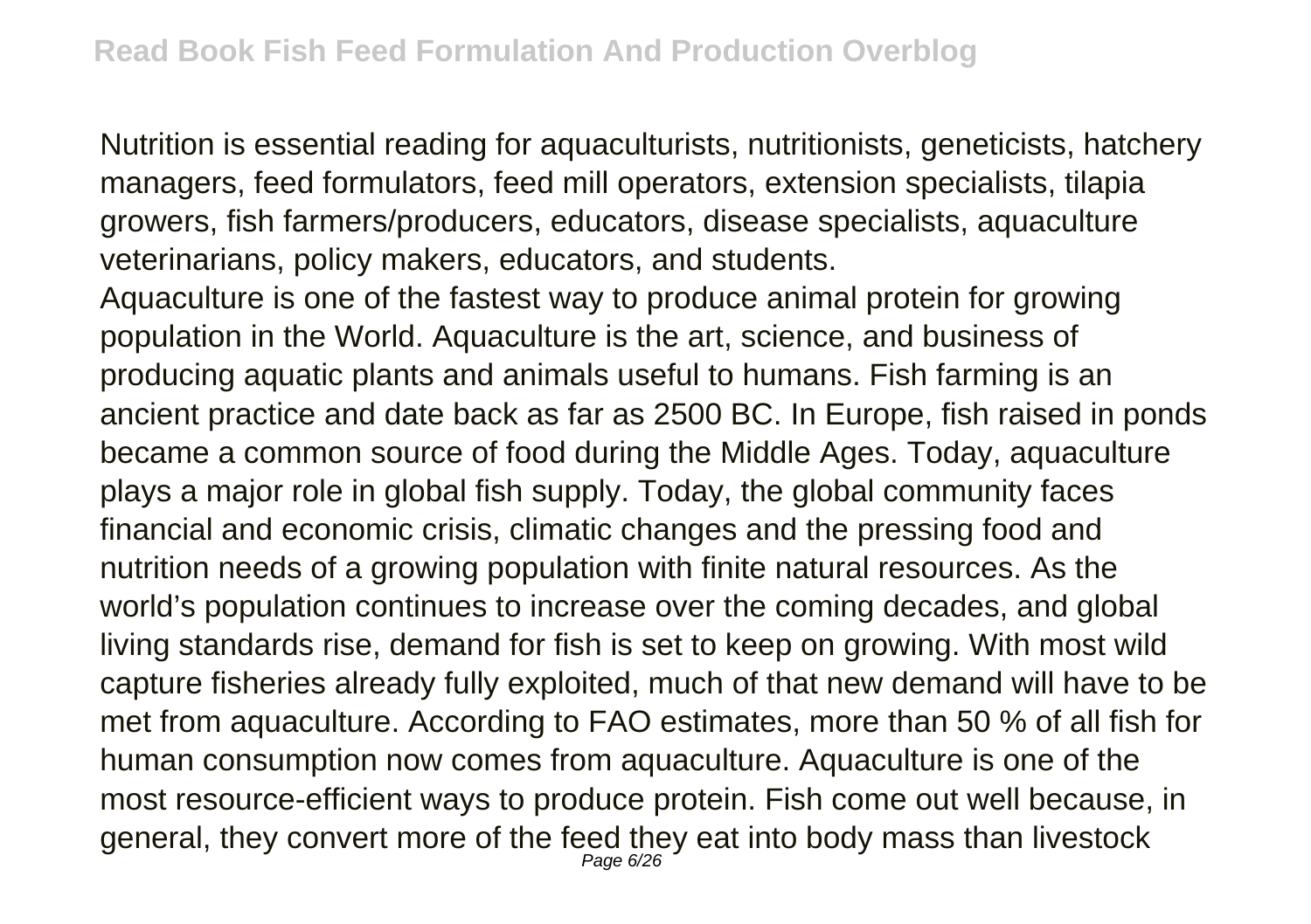Nutrition is essential reading for aquaculturists, nutritionists, geneticists, hatchery managers, feed formulators, feed mill operators, extension specialists, tilapia growers, fish farmers/producers, educators, disease specialists, aquaculture veterinarians, policy makers, educators, and students.

Aquaculture is one of the fastest way to produce animal protein for growing population in the World. Aquaculture is the art, science, and business of producing aquatic plants and animals useful to humans. Fish farming is an ancient practice and date back as far as 2500 BC. In Europe, fish raised in ponds became a common source of food during the Middle Ages. Today, aquaculture plays a major role in global fish supply. Today, the global community faces financial and economic crisis, climatic changes and the pressing food and nutrition needs of a growing population with finite natural resources. As the world's population continues to increase over the coming decades, and global living standards rise, demand for fish is set to keep on growing. With most wild capture fisheries already fully exploited, much of that new demand will have to be met from aquaculture. According to FAO estimates, more than 50 % of all fish for human consumption now comes from aquaculture. Aquaculture is one of the most resource-efficient ways to produce protein. Fish come out well because, in general, they convert more of the feed they eat into body mass than livestock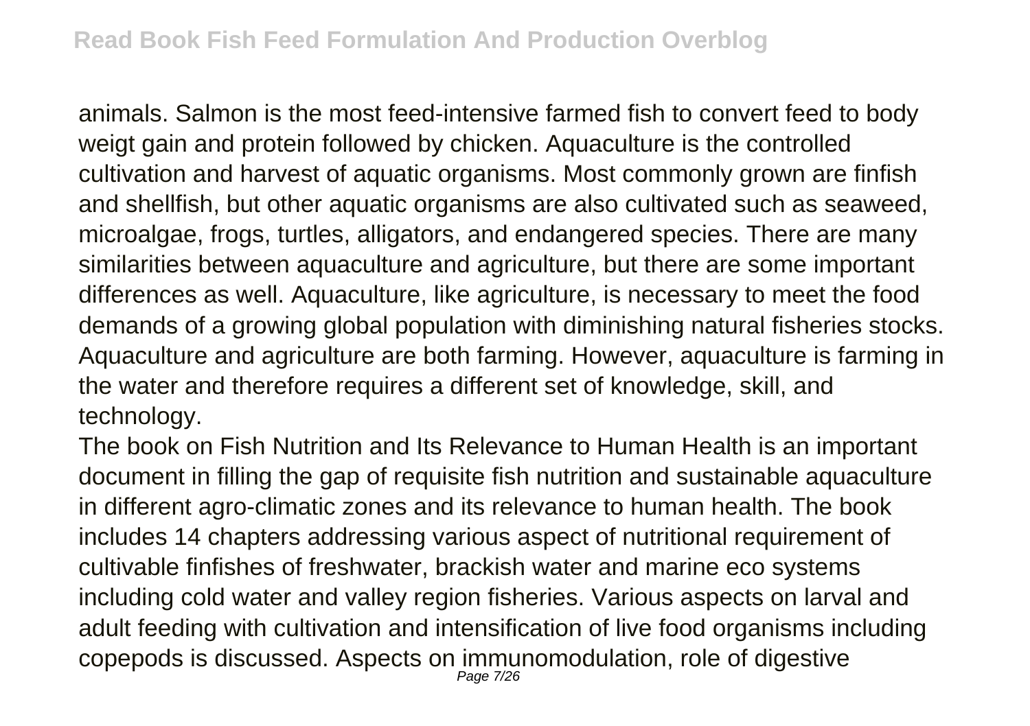animals. Salmon is the most feed-intensive farmed fish to convert feed to body weigt gain and protein followed by chicken. Aquaculture is the controlled cultivation and harvest of aquatic organisms. Most commonly grown are finfish and shellfish, but other aquatic organisms are also cultivated such as seaweed, microalgae, frogs, turtles, alligators, and endangered species. There are many similarities between aquaculture and agriculture, but there are some important differences as well. Aquaculture, like agriculture, is necessary to meet the food demands of a growing global population with diminishing natural fisheries stocks. Aquaculture and agriculture are both farming. However, aquaculture is farming in the water and therefore requires a different set of knowledge, skill, and technology.

The book on Fish Nutrition and Its Relevance to Human Health is an important document in filling the gap of requisite fish nutrition and sustainable aquaculture in different agro-climatic zones and its relevance to human health. The book includes 14 chapters addressing various aspect of nutritional requirement of cultivable finfishes of freshwater, brackish water and marine eco systems including cold water and valley region fisheries. Various aspects on larval and adult feeding with cultivation and intensification of live food organisms including copepods is discussed. Aspects on immunomodulation, role of digestive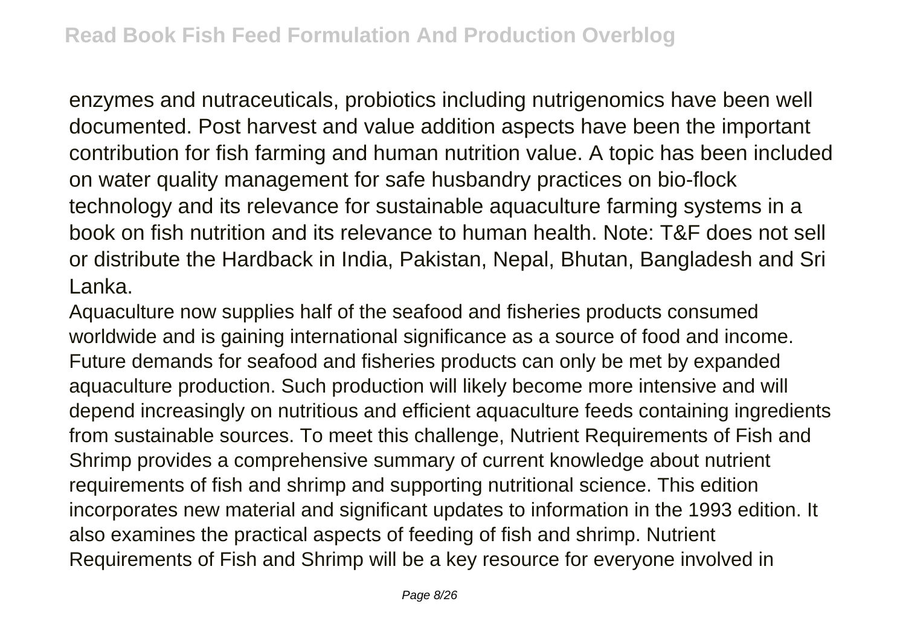enzymes and nutraceuticals, probiotics including nutrigenomics have been well documented. Post harvest and value addition aspects have been the important contribution for fish farming and human nutrition value. A topic has been included on water quality management for safe husbandry practices on bio-flock technology and its relevance for sustainable aquaculture farming systems in a book on fish nutrition and its relevance to human health. Note: T&F does not sell or distribute the Hardback in India, Pakistan, Nepal, Bhutan, Bangladesh and Sri Lanka.

Aquaculture now supplies half of the seafood and fisheries products consumed worldwide and is gaining international significance as a source of food and income. Future demands for seafood and fisheries products can only be met by expanded aquaculture production. Such production will likely become more intensive and will depend increasingly on nutritious and efficient aquaculture feeds containing ingredients from sustainable sources. To meet this challenge, Nutrient Requirements of Fish and Shrimp provides a comprehensive summary of current knowledge about nutrient requirements of fish and shrimp and supporting nutritional science. This edition incorporates new material and significant updates to information in the 1993 edition. It also examines the practical aspects of feeding of fish and shrimp. Nutrient Requirements of Fish and Shrimp will be a key resource for everyone involved in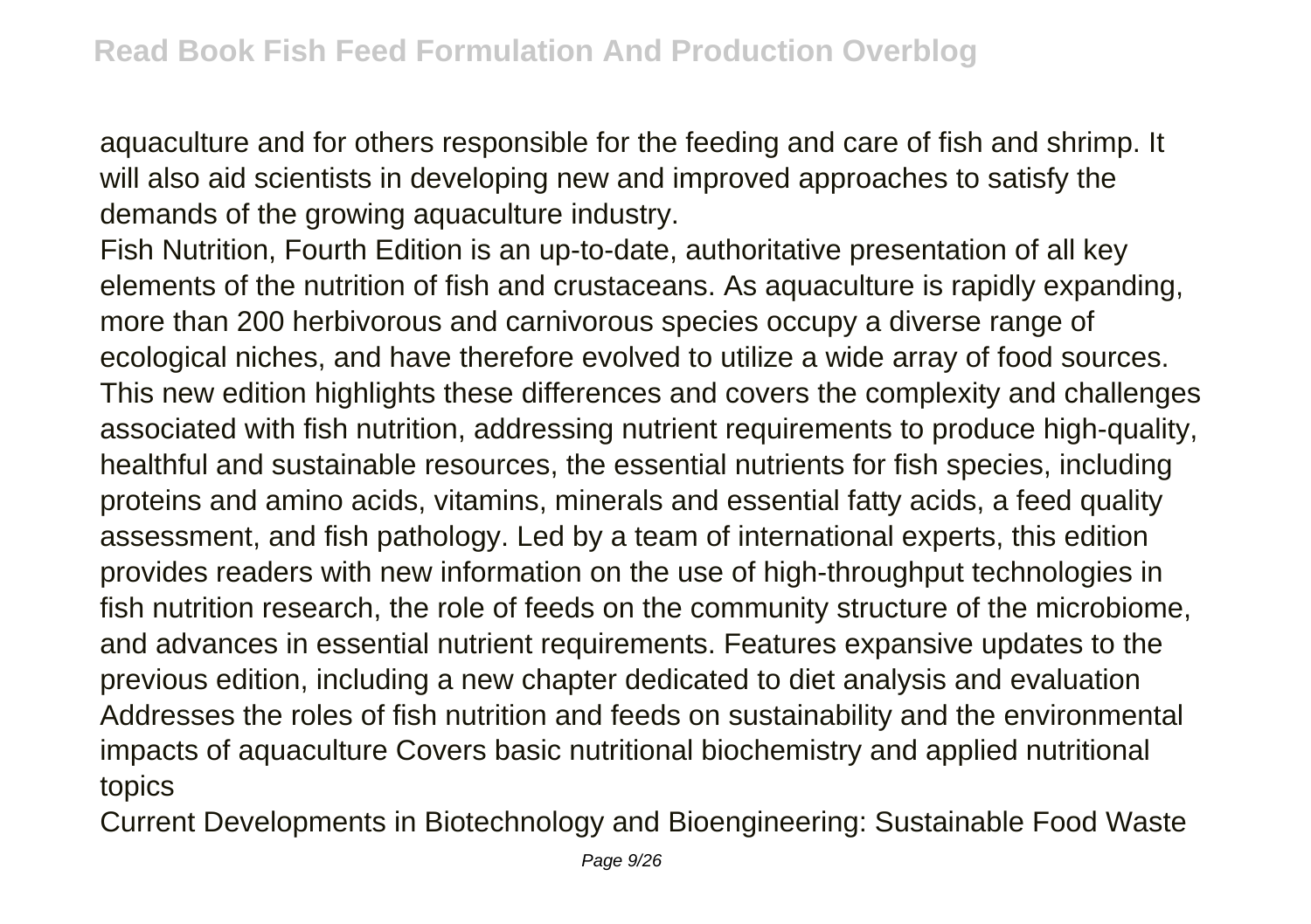aquaculture and for others responsible for the feeding and care of fish and shrimp. It will also aid scientists in developing new and improved approaches to satisfy the demands of the growing aquaculture industry.

Fish Nutrition, Fourth Edition is an up-to-date, authoritative presentation of all key elements of the nutrition of fish and crustaceans. As aquaculture is rapidly expanding, more than 200 herbivorous and carnivorous species occupy a diverse range of ecological niches, and have therefore evolved to utilize a wide array of food sources. This new edition highlights these differences and covers the complexity and challenges associated with fish nutrition, addressing nutrient requirements to produce high-quality, healthful and sustainable resources, the essential nutrients for fish species, including proteins and amino acids, vitamins, minerals and essential fatty acids, a feed quality assessment, and fish pathology. Led by a team of international experts, this edition provides readers with new information on the use of high-throughput technologies in fish nutrition research, the role of feeds on the community structure of the microbiome, and advances in essential nutrient requirements. Features expansive updates to the previous edition, including a new chapter dedicated to diet analysis and evaluation Addresses the roles of fish nutrition and feeds on sustainability and the environmental impacts of aquaculture Covers basic nutritional biochemistry and applied nutritional topics

Current Developments in Biotechnology and Bioengineering: Sustainable Food Waste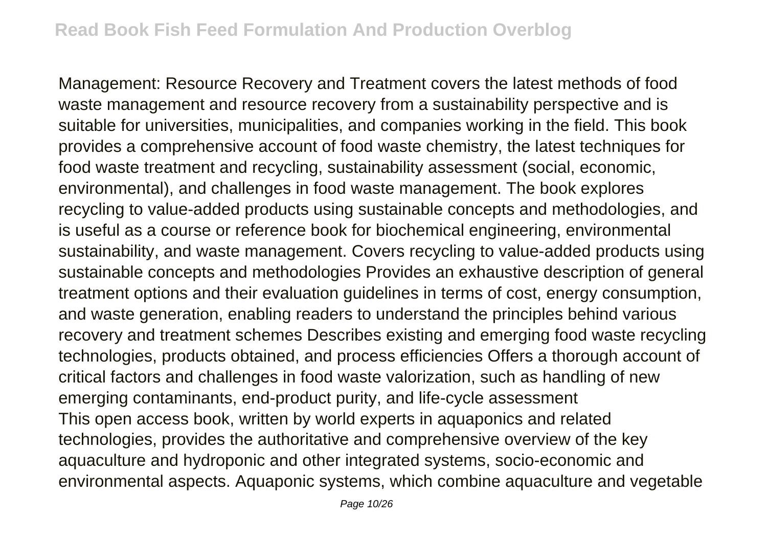Management: Resource Recovery and Treatment covers the latest methods of food waste management and resource recovery from a sustainability perspective and is suitable for universities, municipalities, and companies working in the field. This book provides a comprehensive account of food waste chemistry, the latest techniques for food waste treatment and recycling, sustainability assessment (social, economic, environmental), and challenges in food waste management. The book explores recycling to value-added products using sustainable concepts and methodologies, and is useful as a course or reference book for biochemical engineering, environmental sustainability, and waste management. Covers recycling to value-added products using sustainable concepts and methodologies Provides an exhaustive description of general treatment options and their evaluation guidelines in terms of cost, energy consumption, and waste generation, enabling readers to understand the principles behind various recovery and treatment schemes Describes existing and emerging food waste recycling technologies, products obtained, and process efficiencies Offers a thorough account of critical factors and challenges in food waste valorization, such as handling of new emerging contaminants, end-product purity, and life-cycle assessment

This open access book, written by world experts in aquaponics and related technologies, provides the authoritative and comprehensive overview of the key aquaculture and hydroponic and other integrated systems, socio-economic and environmental aspects. Aquaponic systems, which combine aquaculture and vegetable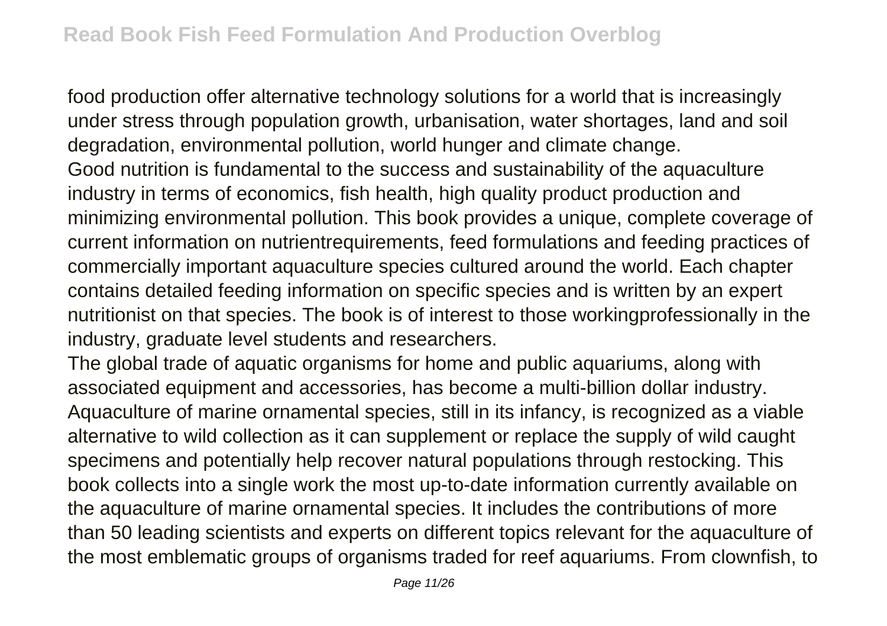food production offer alternative technology solutions for a world that is increasingly under stress through population growth, urbanisation, water shortages, land and soil degradation, environmental pollution, world hunger and climate change.

Good nutrition is fundamental to the success and sustainability of the aquaculture industry in terms of economics, fish health, high quality product production and minimizing environmental pollution. This book provides a unique, complete coverage of current information on nutrientrequirements, feed formulations and feeding practices of commercially important aquaculture species cultured around the world. Each chapter contains detailed feeding information on specific species and is written by an expert nutritionist on that species. The book is of interest to those workingprofessionally in the industry, graduate level students and researchers.

The global trade of aquatic organisms for home and public aquariums, along with associated equipment and accessories, has become a multi-billion dollar industry. Aquaculture of marine ornamental species, still in its infancy, is recognized as a viable alternative to wild collection as it can supplement or replace the supply of wild caught specimens and potentially help recover natural populations through restocking. This book collects into a single work the most up-to-date information currently available on the aquaculture of marine ornamental species. It includes the contributions of more than 50 leading scientists and experts on different topics relevant for the aquaculture of the most emblematic groups of organisms traded for reef aquariums. From clownfish, to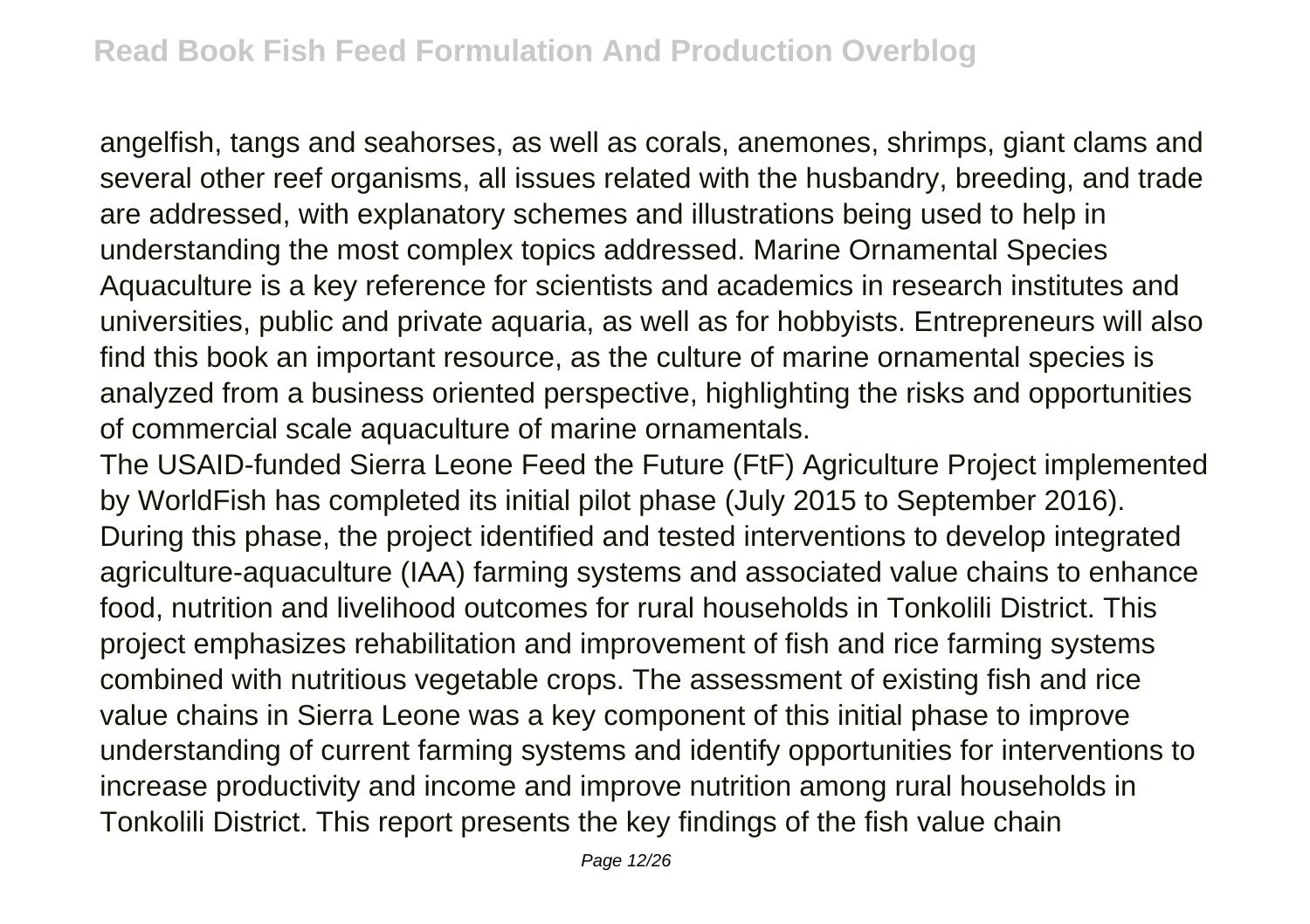angelfish, tangs and seahorses, as well as corals, anemones, shrimps, giant clams and several other reef organisms, all issues related with the husbandry, breeding, and trade are addressed, with explanatory schemes and illustrations being used to help in understanding the most complex topics addressed. Marine Ornamental Species Aquaculture is a key reference for scientists and academics in research institutes and universities, public and private aquaria, as well as for hobbyists. Entrepreneurs will also find this book an important resource, as the culture of marine ornamental species is analyzed from a business oriented perspective, highlighting the risks and opportunities of commercial scale aquaculture of marine ornamentals.

The USAID-funded Sierra Leone Feed the Future (FtF) Agriculture Project implemented by WorldFish has completed its initial pilot phase (July 2015 to September 2016). During this phase, the project identified and tested interventions to develop integrated agriculture-aquaculture (IAA) farming systems and associated value chains to enhance food, nutrition and livelihood outcomes for rural households in Tonkolili District. This project emphasizes rehabilitation and improvement of fish and rice farming systems combined with nutritious vegetable crops. The assessment of existing fish and rice value chains in Sierra Leone was a key component of this initial phase to improve understanding of current farming systems and identify opportunities for interventions to increase productivity and income and improve nutrition among rural households in Tonkolili District. This report presents the key findings of the fish value chain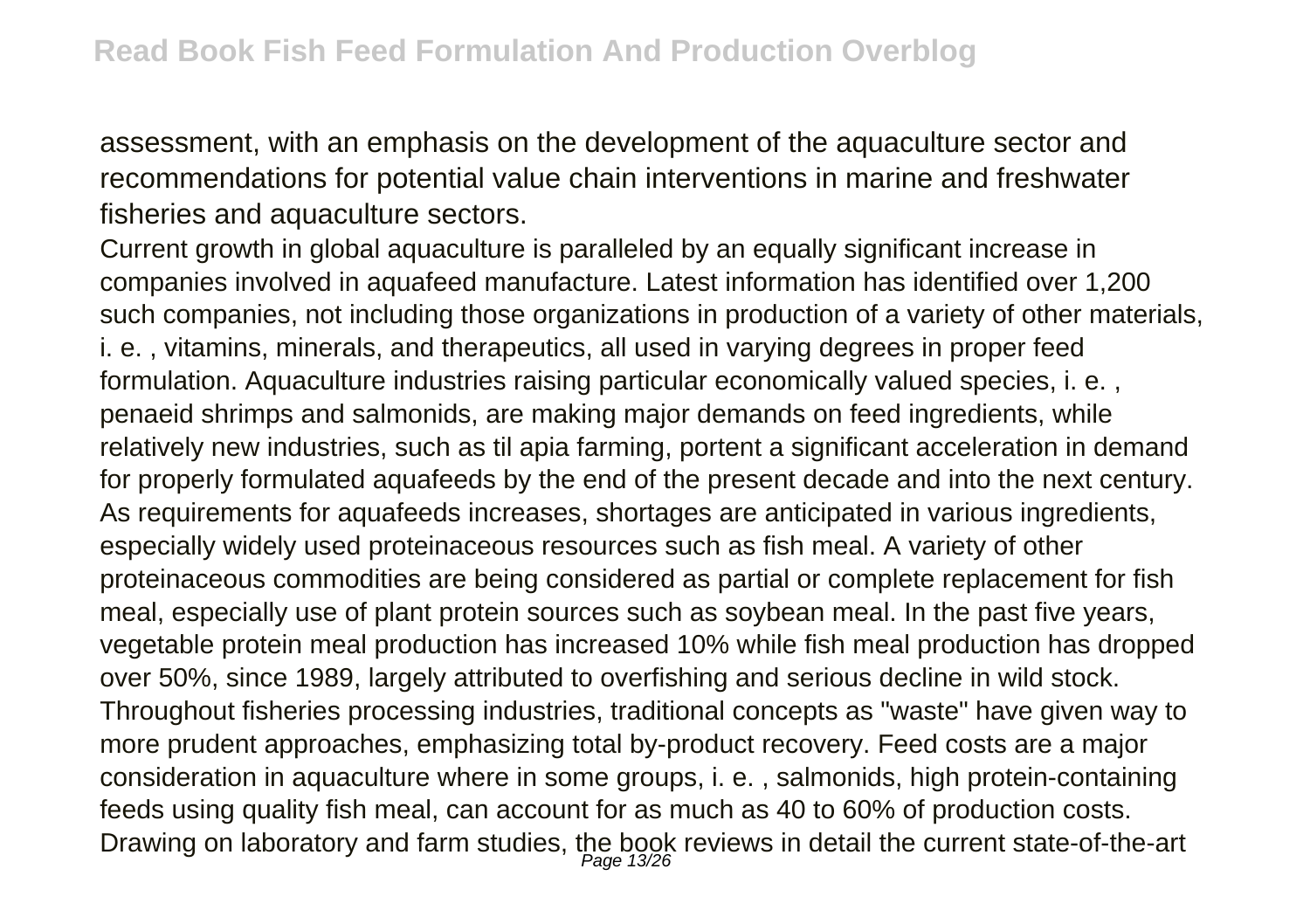assessment, with an emphasis on the development of the aquaculture sector and recommendations for potential value chain interventions in marine and freshwater fisheries and aquaculture sectors.

Current growth in global aquaculture is paralleled by an equally significant increase in companies involved in aquafeed manufacture. Latest information has identified over 1,200 such companies, not including those organizations in production of a variety of other materials, i. e. , vitamins, minerals, and therapeutics, all used in varying degrees in proper feed formulation. Aquaculture industries raising particular economically valued species, i. e. , penaeid shrimps and salmonids, are making major demands on feed ingredients, while relatively new industries, such as til apia farming, portent a significant acceleration in demand for properly formulated aquafeeds by the end of the present decade and into the next century. As requirements for aquafeeds increases, shortages are anticipated in various ingredients, especially widely used proteinaceous resources such as fish meal. A variety of other proteinaceous commodities are being considered as partial or complete replacement for fish meal, especially use of plant protein sources such as soybean meal. In the past five years, vegetable protein meal production has increased 10% while fish meal production has dropped over 50%, since 1989, largely attributed to overfishing and serious decline in wild stock. Throughout fisheries processing industries, traditional concepts as "waste" have given way to more prudent approaches, emphasizing total by-product recovery. Feed costs are a major consideration in aquaculture where in some groups, i. e. , salmonids, high protein-containing feeds using quality fish meal, can account for as much as 40 to 60% of production costs. Drawing on laboratory and farm studies, the book reviews in detail the current state-of-the-art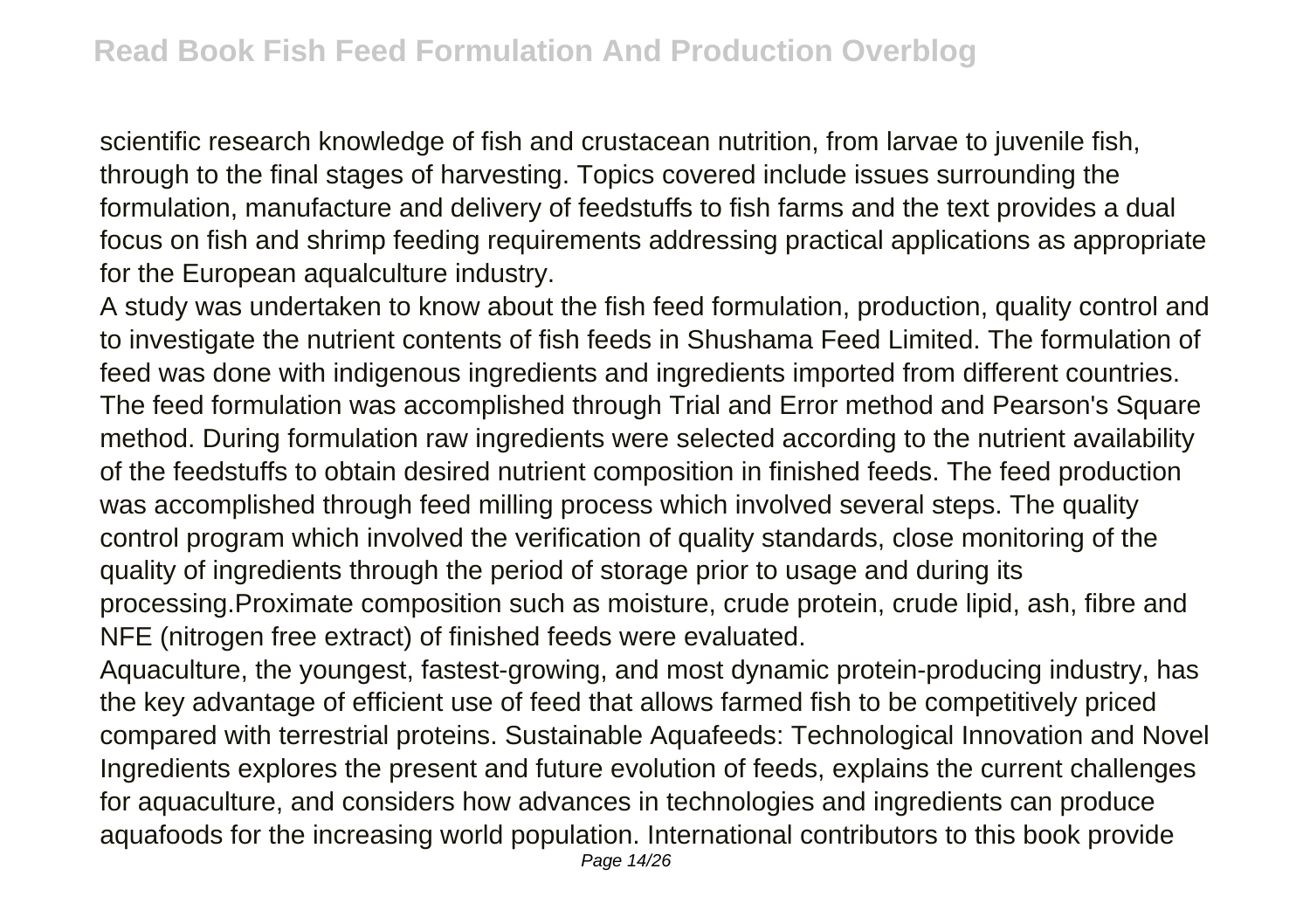scientific research knowledge of fish and crustacean nutrition, from larvae to juvenile fish, through to the final stages of harvesting. Topics covered include issues surrounding the formulation, manufacture and delivery of feedstuffs to fish farms and the text provides a dual focus on fish and shrimp feeding requirements addressing practical applications as appropriate for the European aqualculture industry.

A study was undertaken to know about the fish feed formulation, production, quality control and to investigate the nutrient contents of fish feeds in Shushama Feed Limited. The formulation of feed was done with indigenous ingredients and ingredients imported from different countries. The feed formulation was accomplished through Trial and Error method and Pearson's Square method. During formulation raw ingredients were selected according to the nutrient availability of the feedstuffs to obtain desired nutrient composition in finished feeds. The feed production was accomplished through feed milling process which involved several steps. The quality control program which involved the verification of quality standards, close monitoring of the quality of ingredients through the period of storage prior to usage and during its processing.Proximate composition such as moisture, crude protein, crude lipid, ash, fibre and NFE (nitrogen free extract) of finished feeds were evaluated.

Aquaculture, the youngest, fastest-growing, and most dynamic protein-producing industry, has the key advantage of efficient use of feed that allows farmed fish to be competitively priced compared with terrestrial proteins. Sustainable Aquafeeds: Technological Innovation and Novel Ingredients explores the present and future evolution of feeds, explains the current challenges for aquaculture, and considers how advances in technologies and ingredients can produce aquafoods for the increasing world population. International contributors to this book provide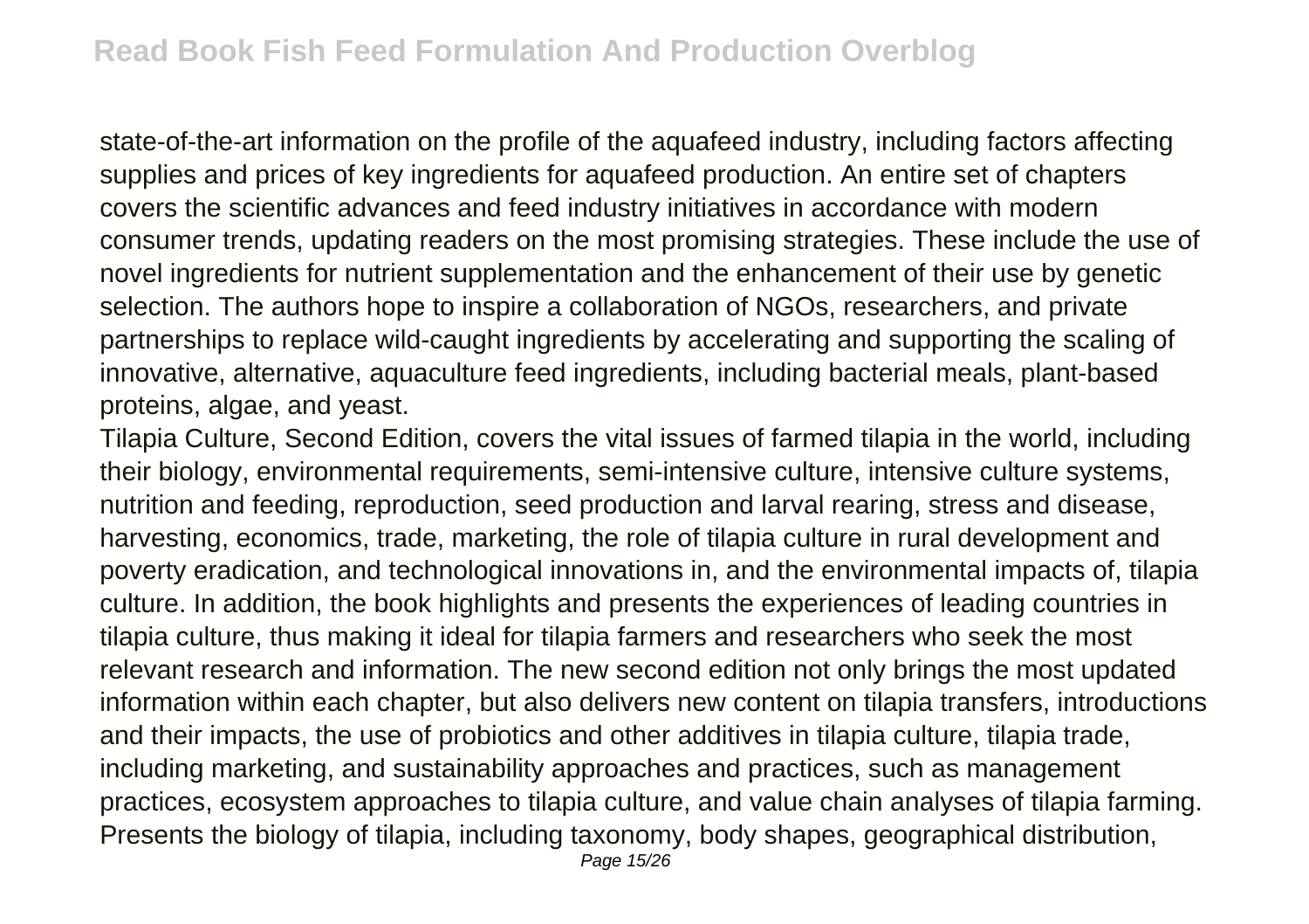state-of-the-art information on the profile of the aquafeed industry, including factors affecting supplies and prices of key ingredients for aquafeed production. An entire set of chapters covers the scientific advances and feed industry initiatives in accordance with modern consumer trends, updating readers on the most promising strategies. These include the use of novel ingredients for nutrient supplementation and the enhancement of their use by genetic selection. The authors hope to inspire a collaboration of NGOs, researchers, and private partnerships to replace wild-caught ingredients by accelerating and supporting the scaling of innovative, alternative, aquaculture feed ingredients, including bacterial meals, plant-based proteins, algae, and yeast.

Tilapia Culture, Second Edition, covers the vital issues of farmed tilapia in the world, including their biology, environmental requirements, semi-intensive culture, intensive culture systems, nutrition and feeding, reproduction, seed production and larval rearing, stress and disease, harvesting, economics, trade, marketing, the role of tilapia culture in rural development and poverty eradication, and technological innovations in, and the environmental impacts of, tilapia culture. In addition, the book highlights and presents the experiences of leading countries in tilapia culture, thus making it ideal for tilapia farmers and researchers who seek the most relevant research and information. The new second edition not only brings the most updated information within each chapter, but also delivers new content on tilapia transfers, introductions and their impacts, the use of probiotics and other additives in tilapia culture, tilapia trade, including marketing, and sustainability approaches and practices, such as management practices, ecosystem approaches to tilapia culture, and value chain analyses of tilapia farming. Presents the biology of tilapia, including taxonomy, body shapes, geographical distribution,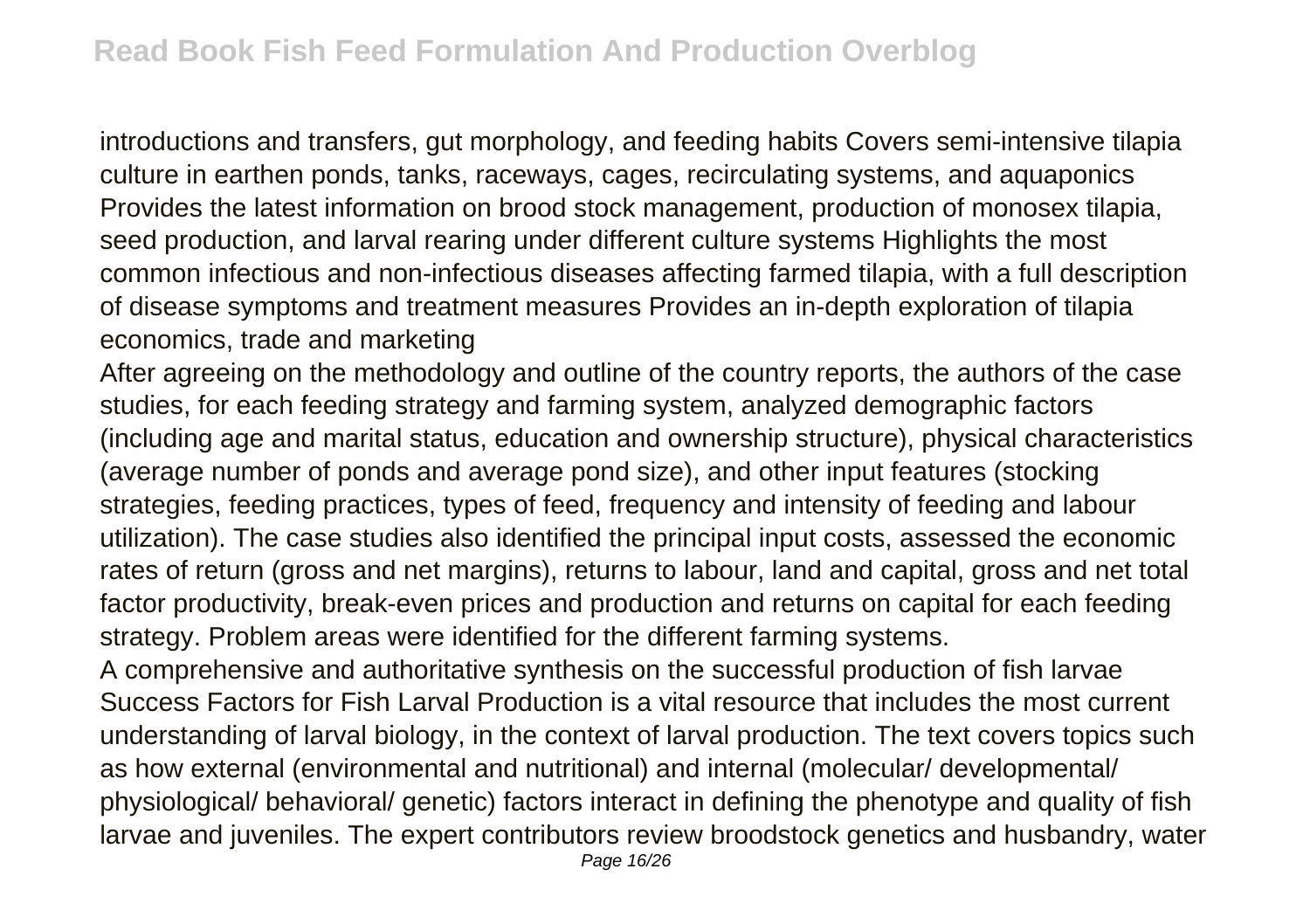introductions and transfers, gut morphology, and feeding habits Covers semi-intensive tilapia culture in earthen ponds, tanks, raceways, cages, recirculating systems, and aquaponics Provides the latest information on brood stock management, production of monosex tilapia, seed production, and larval rearing under different culture systems Highlights the most common infectious and non-infectious diseases affecting farmed tilapia, with a full description of disease symptoms and treatment measures Provides an in-depth exploration of tilapia economics, trade and marketing

After agreeing on the methodology and outline of the country reports, the authors of the case studies, for each feeding strategy and farming system, analyzed demographic factors (including age and marital status, education and ownership structure), physical characteristics (average number of ponds and average pond size), and other input features (stocking strategies, feeding practices, types of feed, frequency and intensity of feeding and labour utilization). The case studies also identified the principal input costs, assessed the economic rates of return (gross and net margins), returns to labour, land and capital, gross and net total factor productivity, break-even prices and production and returns on capital for each feeding strategy. Problem areas were identified for the different farming systems.

A comprehensive and authoritative synthesis on the successful production of fish larvae Success Factors for Fish Larval Production is a vital resource that includes the most current understanding of larval biology, in the context of larval production. The text covers topics such as how external (environmental and nutritional) and internal (molecular/ developmental/ physiological/ behavioral/ genetic) factors interact in defining the phenotype and quality of fish larvae and juveniles. The expert contributors review broodstock genetics and husbandry, water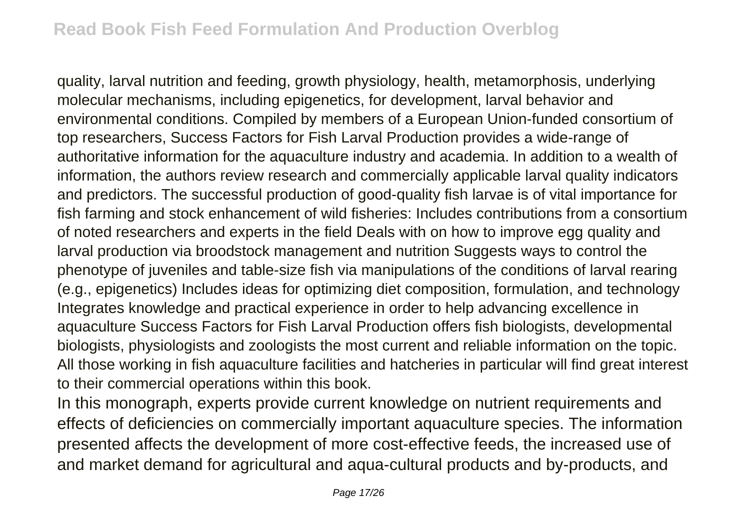quality, larval nutrition and feeding, growth physiology, health, metamorphosis, underlying molecular mechanisms, including epigenetics, for development, larval behavior and environmental conditions. Compiled by members of a European Union-funded consortium of top researchers, Success Factors for Fish Larval Production provides a wide-range of authoritative information for the aquaculture industry and academia. In addition to a wealth of information, the authors review research and commercially applicable larval quality indicators and predictors. The successful production of good-quality fish larvae is of vital importance for fish farming and stock enhancement of wild fisheries: Includes contributions from a consortium of noted researchers and experts in the field Deals with on how to improve egg quality and larval production via broodstock management and nutrition Suggests ways to control the phenotype of juveniles and table-size fish via manipulations of the conditions of larval rearing (e.g., epigenetics) Includes ideas for optimizing diet composition, formulation, and technology Integrates knowledge and practical experience in order to help advancing excellence in aquaculture Success Factors for Fish Larval Production offers fish biologists, developmental biologists, physiologists and zoologists the most current and reliable information on the topic. All those working in fish aquaculture facilities and hatcheries in particular will find great interest to their commercial operations within this book.

In this monograph, experts provide current knowledge on nutrient requirements and effects of deficiencies on commercially important aquaculture species. The information presented affects the development of more cost-effective feeds, the increased use of and market demand for agricultural and aqua-cultural products and by-products, and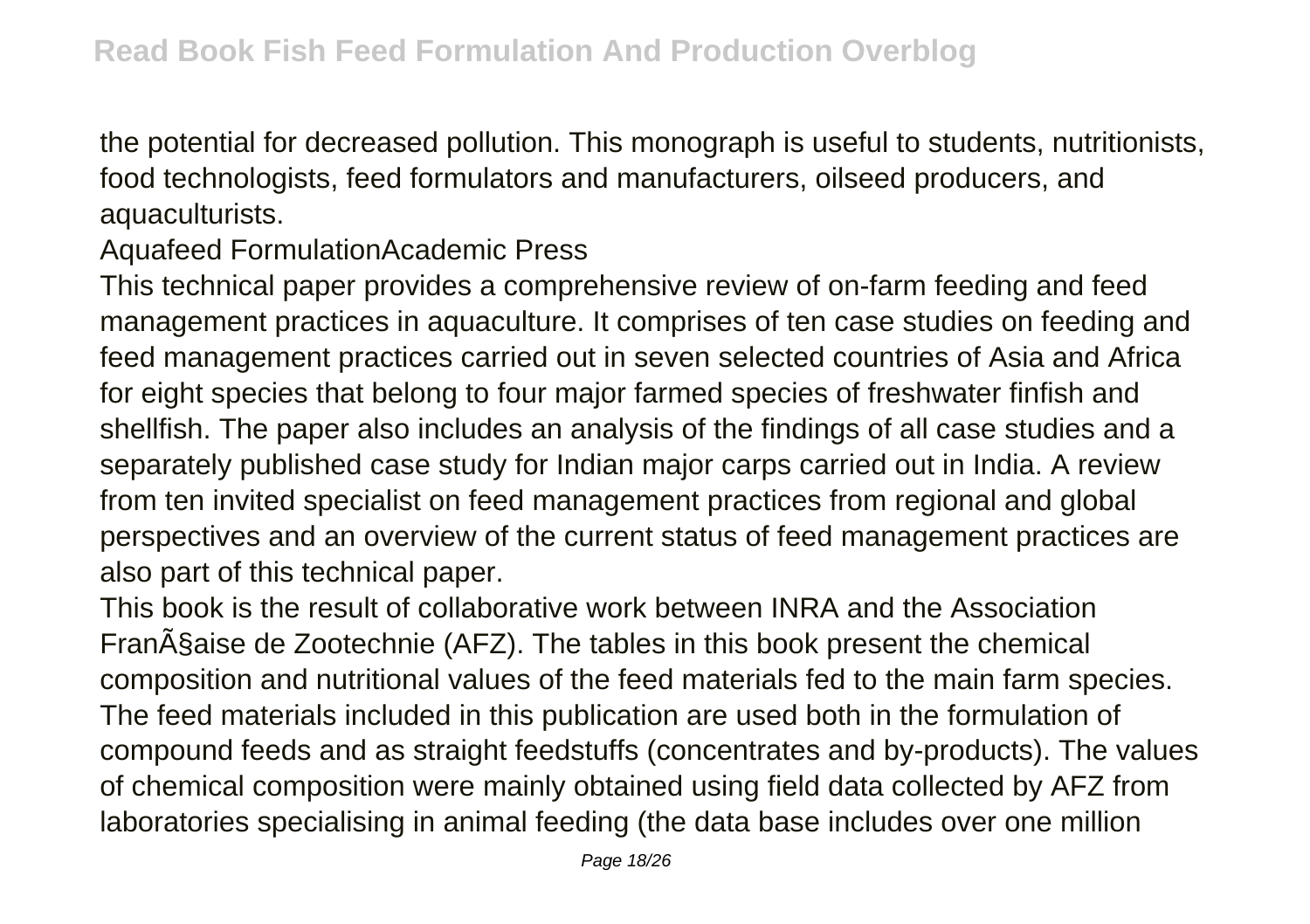the potential for decreased pollution. This monograph is useful to students, nutritionists, food technologists, feed formulators and manufacturers, oilseed producers, and aquaculturists.

Aquafeed FormulationAcademic Press

This technical paper provides a comprehensive review of on-farm feeding and feed management practices in aquaculture. It comprises of ten case studies on feeding and feed management practices carried out in seven selected countries of Asia and Africa for eight species that belong to four major farmed species of freshwater finfish and shellfish. The paper also includes an analysis of the findings of all case studies and a separately published case study for Indian major carps carried out in India. A review from ten invited specialist on feed management practices from regional and global perspectives and an overview of the current status of feed management practices are also part of this technical paper.

This book is the result of collaborative work between INRA and the Association FranÃ§aise de Zootechnie (AFZ). The tables in this book present the chemical composition and nutritional values of the feed materials fed to the main farm species. The feed materials included in this publication are used both in the formulation of compound feeds and as straight feedstuffs (concentrates and by-products). The values of chemical composition were mainly obtained using field data collected by AFZ from laboratories specialising in animal feeding (the data base includes over one million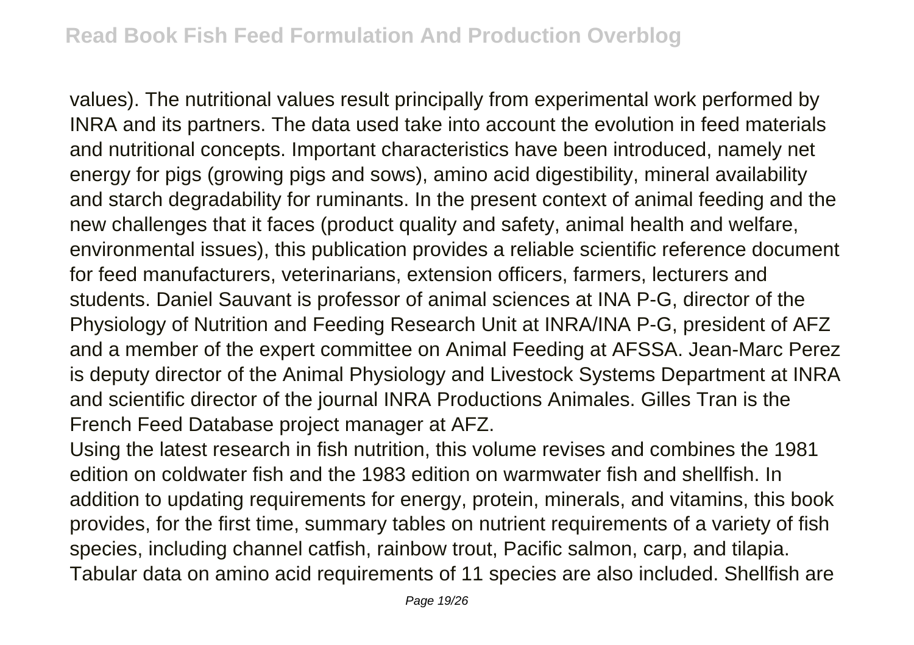values). The nutritional values result principally from experimental work performed by INRA and its partners. The data used take into account the evolution in feed materials and nutritional concepts. Important characteristics have been introduced, namely net energy for pigs (growing pigs and sows), amino acid digestibility, mineral availability and starch degradability for ruminants. In the present context of animal feeding and the new challenges that it faces (product quality and safety, animal health and welfare, environmental issues), this publication provides a reliable scientific reference document for feed manufacturers, veterinarians, extension officers, farmers, lecturers and students. Daniel Sauvant is professor of animal sciences at INA P-G, director of the Physiology of Nutrition and Feeding Research Unit at INRA/INA P-G, president of AFZ and a member of the expert committee on Animal Feeding at AFSSA. Jean-Marc Perez is deputy director of the Animal Physiology and Livestock Systems Department at INRA and scientific director of the journal INRA Productions Animales. Gilles Tran is the French Feed Database project manager at AFZ.

Using the latest research in fish nutrition, this volume revises and combines the 1981 edition on coldwater fish and the 1983 edition on warmwater fish and shellfish. In addition to updating requirements for energy, protein, minerals, and vitamins, this book provides, for the first time, summary tables on nutrient requirements of a variety of fish species, including channel catfish, rainbow trout, Pacific salmon, carp, and tilapia. Tabular data on amino acid requirements of 11 species are also included. Shellfish are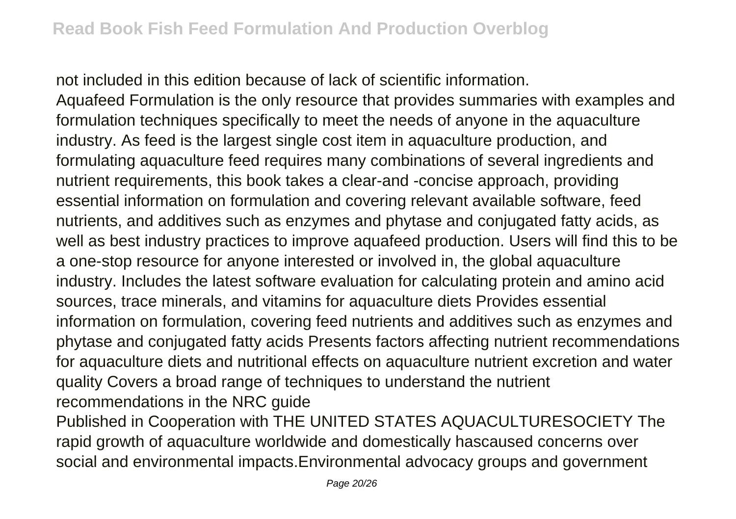not included in this edition because of lack of scientific information.

Aquafeed Formulation is the only resource that provides summaries with examples and formulation techniques specifically to meet the needs of anyone in the aquaculture industry. As feed is the largest single cost item in aquaculture production, and formulating aquaculture feed requires many combinations of several ingredients and nutrient requirements, this book takes a clear-and -concise approach, providing essential information on formulation and covering relevant available software, feed nutrients, and additives such as enzymes and phytase and conjugated fatty acids, as well as best industry practices to improve aquafeed production. Users will find this to be a one-stop resource for anyone interested or involved in, the global aquaculture industry. Includes the latest software evaluation for calculating protein and amino acid sources, trace minerals, and vitamins for aquaculture diets Provides essential information on formulation, covering feed nutrients and additives such as enzymes and phytase and conjugated fatty acids Presents factors affecting nutrient recommendations for aquaculture diets and nutritional effects on aquaculture nutrient excretion and water quality Covers a broad range of techniques to understand the nutrient recommendations in the NRC guide

Published in Cooperation with THE UNITED STATES AQUACULTURESOCIETY The rapid growth of aquaculture worldwide and domestically hascaused concerns over social and environmental impacts.Environmental advocacy groups and government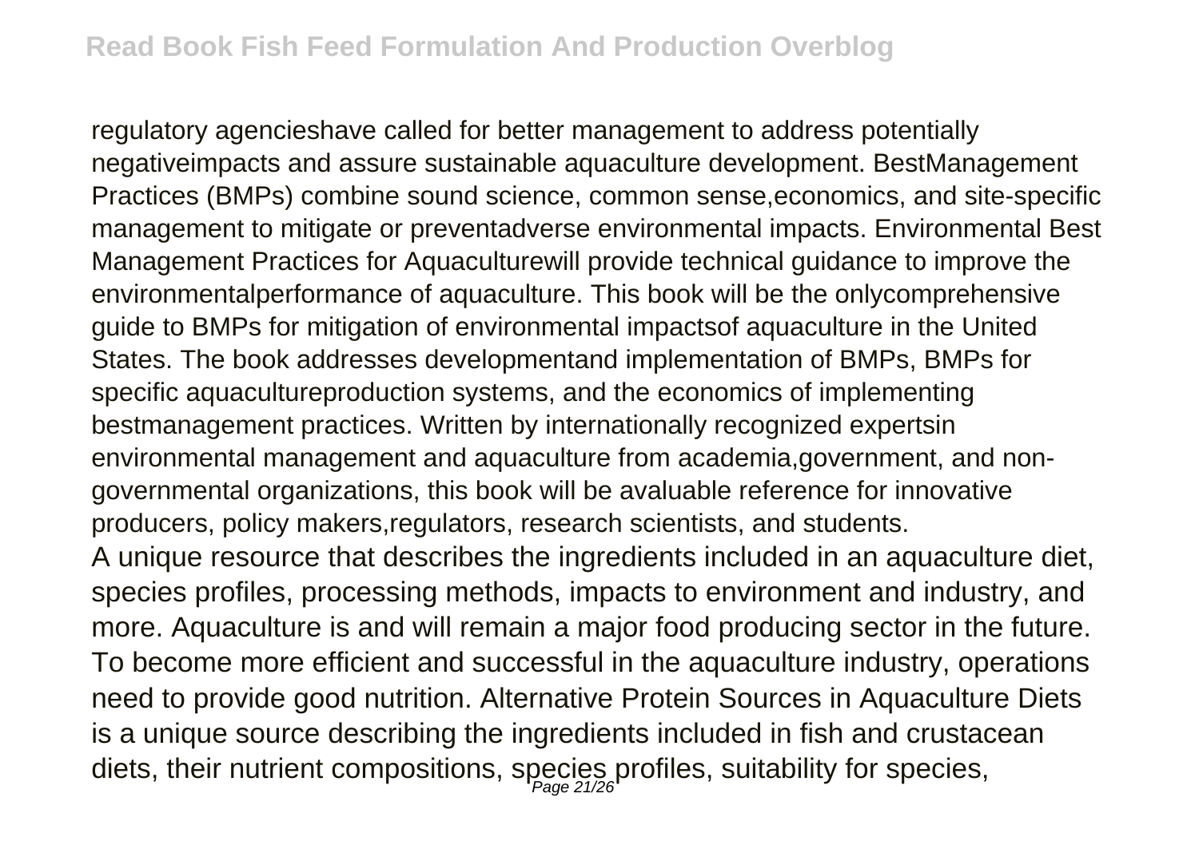regulatory agencieshave called for better management to address potentially negativeimpacts and assure sustainable aquaculture development. BestManagement Practices (BMPs) combine sound science, common sense,economics, and site-specific management to mitigate or preventadverse environmental impacts. Environmental Best Management Practices for Aquaculturewill provide technical guidance to improve the environmentalperformance of aquaculture. This book will be the onlycomprehensive guide to BMPs for mitigation of environmental impactsof aquaculture in the United States. The book addresses developmentand implementation of BMPs, BMPs for specific aquacultureproduction systems, and the economics of implementing bestmanagement practices. Written by internationally recognized expertsin environmental management and aquaculture from academia,government, and non-governmental organizations, this book will be avaluable reference for innovative producers, policy makers,regulators, research scientists, and students.

A unique resource that describes the ingredients included in an aquaculture diet, species profiles, processing methods, impacts to environment and industry, and more. Aquaculture is and will remain a major food producing sector in the future. To become more efficient and successful in the aquaculture industry, operations need to provide good nutrition. Alternative Protein Sources in Aquaculture Diets is a unique source describing the ingredients included in fish and crustacean diets, their nutrient compositions, species profiles, suitability for species,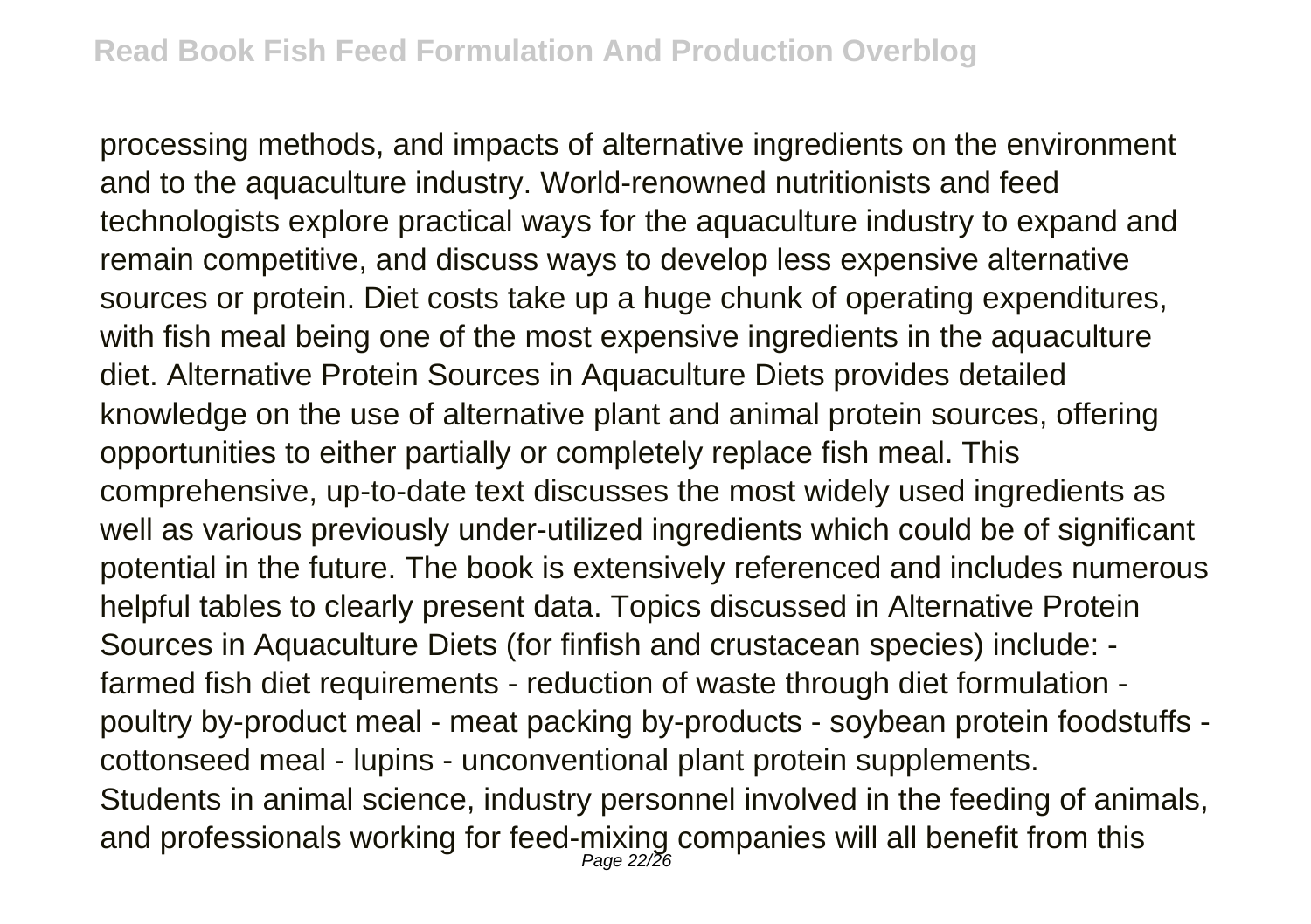processing methods, and impacts of alternative ingredients on the environment and to the aquaculture industry. World-renowned nutritionists and feed technologists explore practical ways for the aquaculture industry to expand and remain competitive, and discuss ways to develop less expensive alternative sources or protein. Diet costs take up a huge chunk of operating expenditures, with fish meal being one of the most expensive ingredients in the aquaculture diet. Alternative Protein Sources in Aquaculture Diets provides detailed knowledge on the use of alternative plant and animal protein sources, offering opportunities to either partially or completely replace fish meal. This comprehensive, up-to-date text discusses the most widely used ingredients as well as various previously under-utilized ingredients which could be of significant potential in the future. The book is extensively referenced and includes numerous helpful tables to clearly present data. Topics discussed in Alternative Protein Sources in Aquaculture Diets (for finfish and crustacean species) include: - farmed fish diet requirements - reduction of waste through diet formulation - poultry by-product meal - meat packing by-products - soybean protein foodstuffs - cottonseed meal - lupins - unconventional plant protein supplements.

Students in animal science, industry personnel involved in the feeding of animals, and professionals working for feed-mixing companies will all benefit from this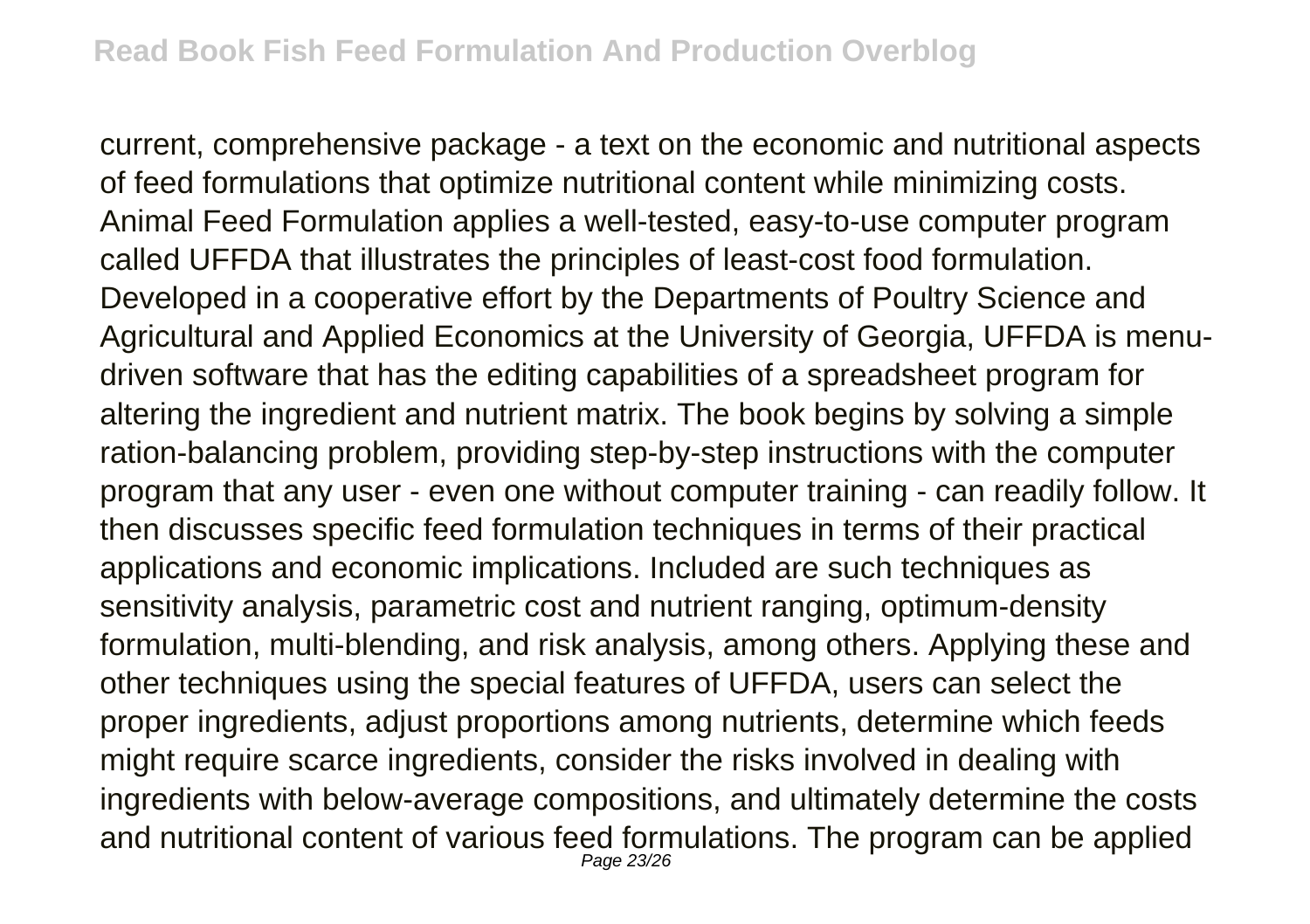current, comprehensive package - a text on the economic and nutritional aspects of feed formulations that optimize nutritional content while minimizing costs. Animal Feed Formulation applies a well-tested, easy-to-use computer program called UFFDA that illustrates the principles of least-cost food formulation. Developed in a cooperative effort by the Departments of Poultry Science and Agricultural and Applied Economics at the University of Georgia, UFFDA is menu-driven software that has the editing capabilities of a spreadsheet program for altering the ingredient and nutrient matrix. The book begins by solving a simple ration-balancing problem, providing step-by-step instructions with the computer program that any user - even one without computer training - can readily follow. It then discusses specific feed formulation techniques in terms of their practical applications and economic implications. Included are such techniques as sensitivity analysis, parametric cost and nutrient ranging, optimum-density formulation, multi-blending, and risk analysis, among others. Applying these and other techniques using the special features of UFFDA, users can select the proper ingredients, adjust proportions among nutrients, determine which feeds might require scarce ingredients, consider the risks involved in dealing with ingredients with below-average compositions, and ultimately determine the costs and nutritional content of various feed formulations. The program can be applied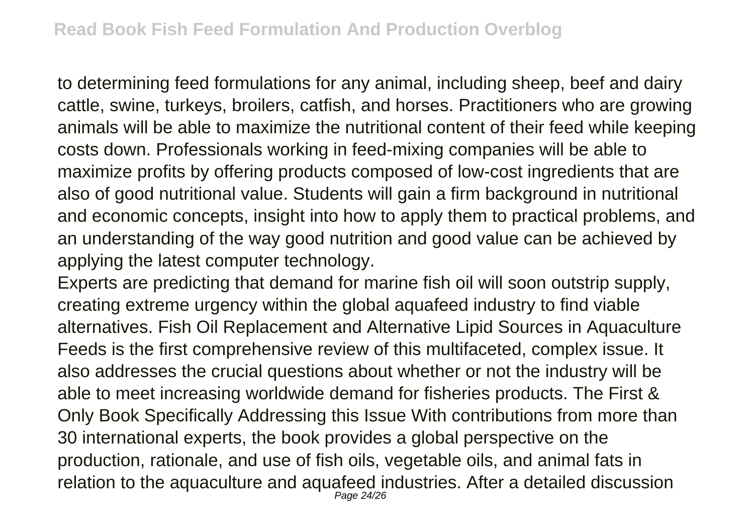to determining feed formulations for any animal, including sheep, beef and dairy cattle, swine, turkeys, broilers, catfish, and horses. Practitioners who are growing animals will be able to maximize the nutritional content of their feed while keeping costs down. Professionals working in feed-mixing companies will be able to maximize profits by offering products composed of low-cost ingredients that are also of good nutritional value. Students will gain a firm background in nutritional and economic concepts, insight into how to apply them to practical problems, and an understanding of the way good nutrition and good value can be achieved by applying the latest computer technology.

Experts are predicting that demand for marine fish oil will soon outstrip supply, creating extreme urgency within the global aquafeed industry to find viable alternatives. Fish Oil Replacement and Alternative Lipid Sources in Aquaculture Feeds is the first comprehensive review of this multifaceted, complex issue. It also addresses the crucial questions about whether or not the industry will be able to meet increasing worldwide demand for fisheries products. The First & Only Book Specifically Addressing this Issue With contributions from more than 30 international experts, the book provides a global perspective on the production, rationale, and use of fish oils, vegetable oils, and animal fats in relation to the aquaculture and aquafeed industries. After a detailed discussion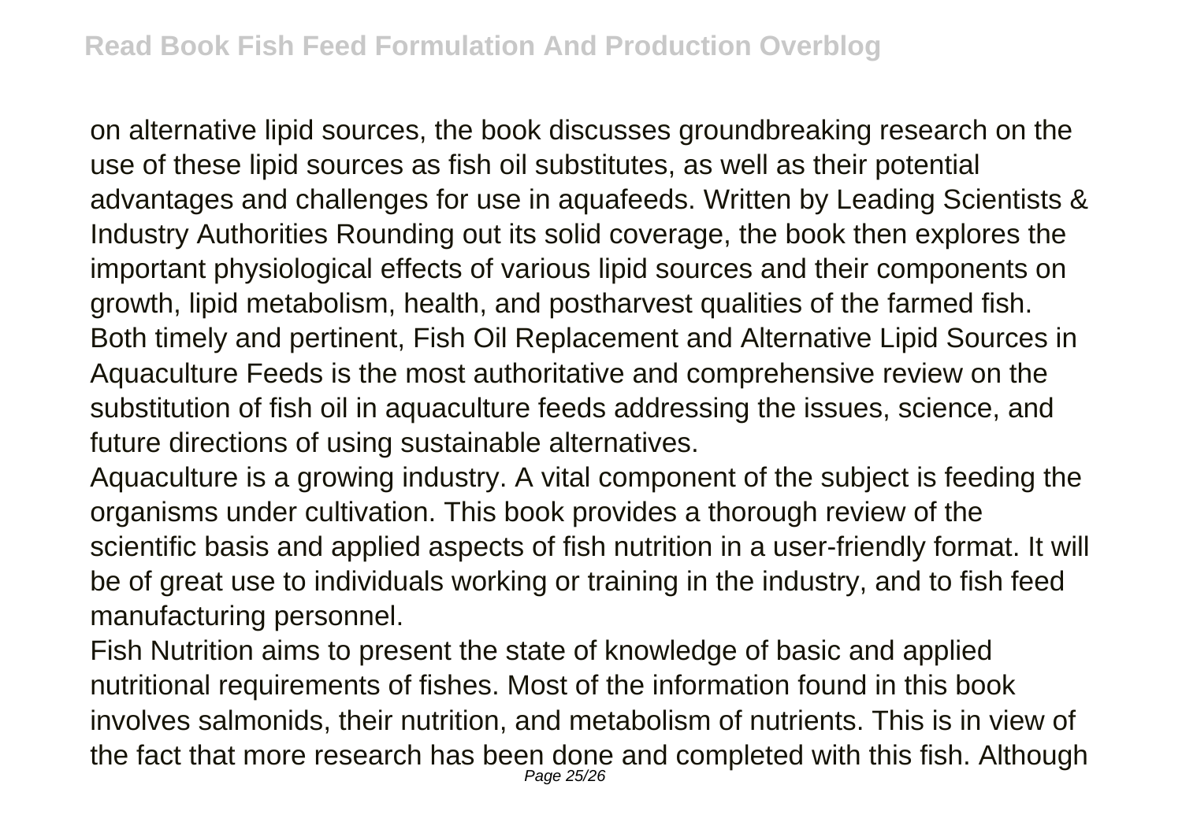on alternative lipid sources, the book discusses groundbreaking research on the use of these lipid sources as fish oil substitutes, as well as their potential advantages and challenges for use in aquafeeds. Written by Leading Scientists & Industry Authorities Rounding out its solid coverage, the book then explores the important physiological effects of various lipid sources and their components on growth, lipid metabolism, health, and postharvest qualities of the farmed fish. Both timely and pertinent, Fish Oil Replacement and Alternative Lipid Sources in Aquaculture Feeds is the most authoritative and comprehensive review on the substitution of fish oil in aquaculture feeds addressing the issues, science, and future directions of using sustainable alternatives.

Aquaculture is a growing industry. A vital component of the subject is feeding the organisms under cultivation. This book provides a thorough review of the scientific basis and applied aspects of fish nutrition in a user-friendly format. It will be of great use to individuals working or training in the industry, and to fish feed manufacturing personnel.

Fish Nutrition aims to present the state of knowledge of basic and applied nutritional requirements of fishes. Most of the information found in this book involves salmonids, their nutrition, and metabolism of nutrients. This is in view of the fact that more research has been done and completed with this fish. Although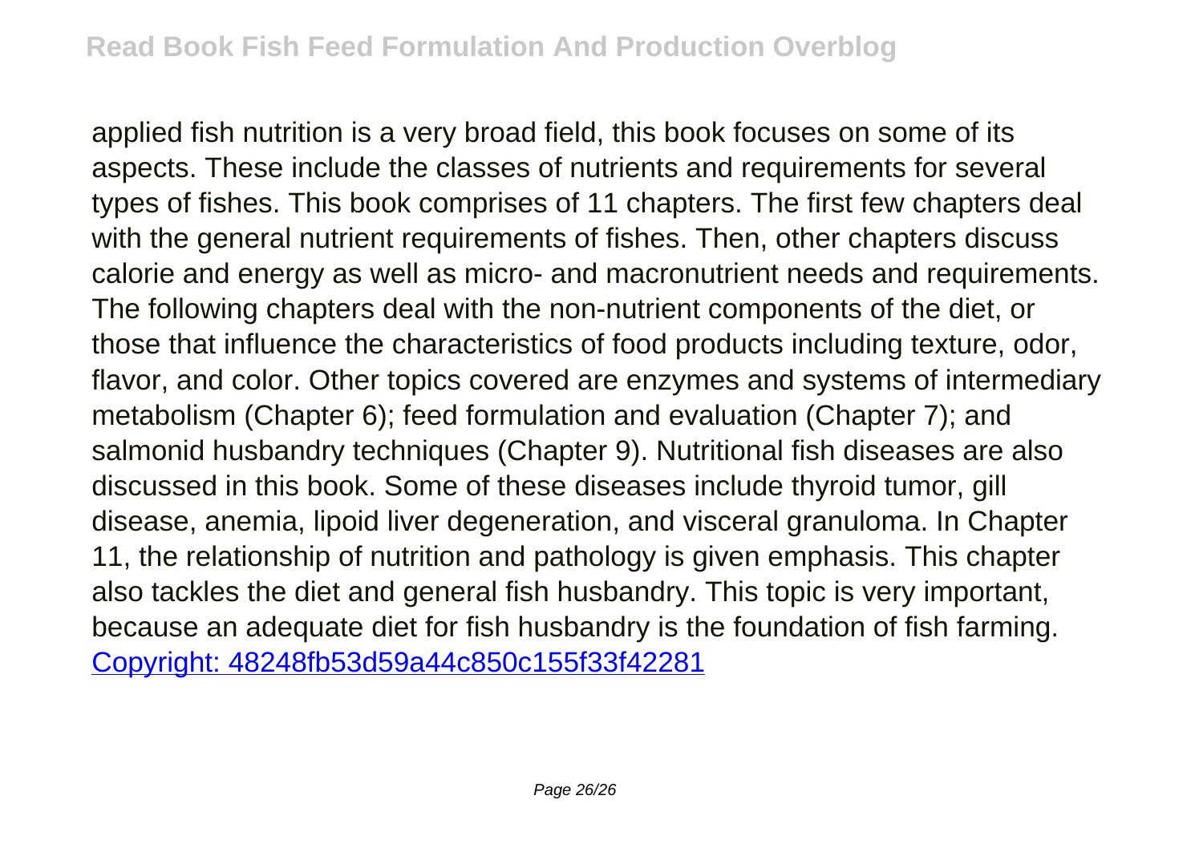applied fish nutrition is a very broad field, this book focuses on some of its aspects. These include the classes of nutrients and requirements for several types of fishes. This book comprises of 11 chapters. The first few chapters deal with the general nutrient requirements of fishes. Then, other chapters discuss calorie and energy as well as micro- and macronutrient needs and requirements. The following chapters deal with the non-nutrient components of the diet, or those that influence the characteristics of food products including texture, odor, flavor, and color. Other topics covered are enzymes and systems of intermediary metabolism (Chapter 6); feed formulation and evaluation (Chapter 7); and salmonid husbandry techniques (Chapter 9). Nutritional fish diseases are also discussed in this book. Some of these diseases include thyroid tumor, gill disease, anemia, lipoid liver degeneration, and visceral granuloma. In Chapter 11, the relationship of nutrition and pathology is given emphasis. This chapter also tackles the diet and general fish husbandry. This topic is very important, because an adequate diet for fish husbandry is the foundation of fish farming.

Copyright: 48248fb53d59a44c850c155f33f42281